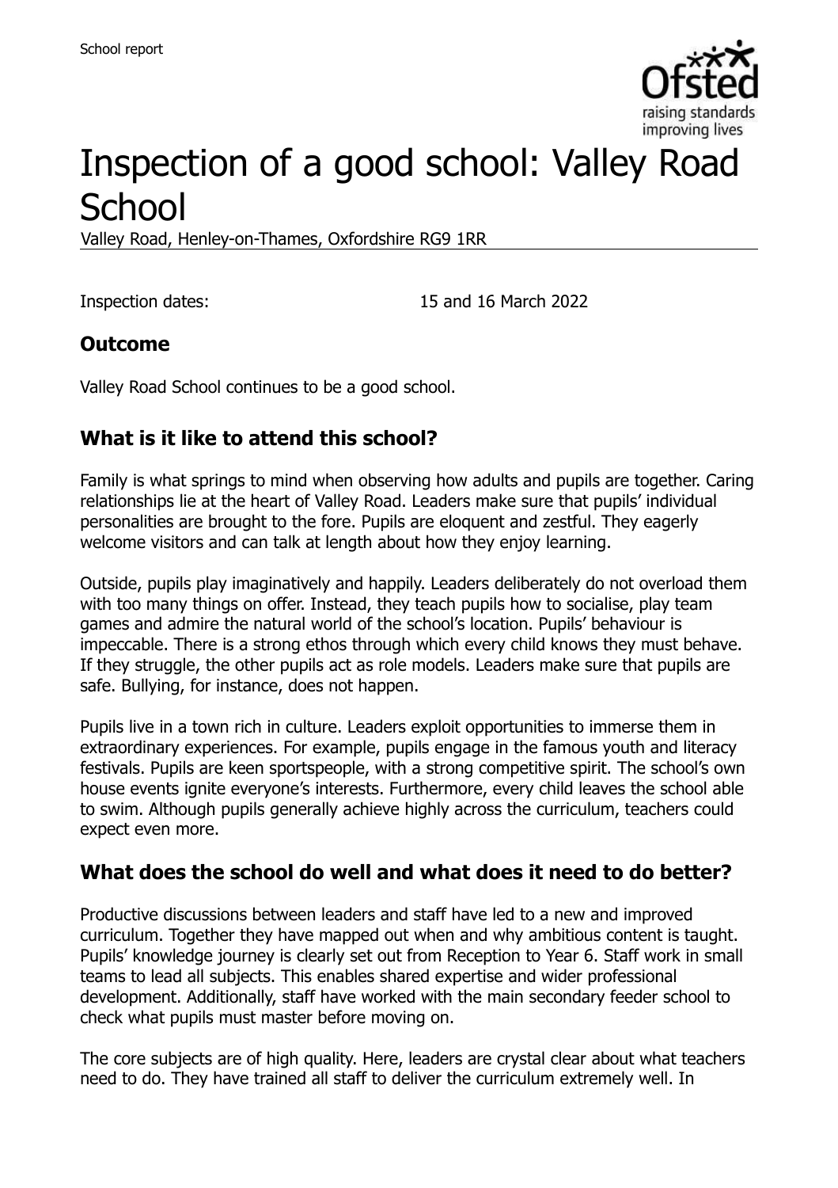# Inspection of a good school: Valley Road School

Valley Road, Henley-on-Thames, Oxfordshire RG9 1RR

Inspection dates: 15 and 16 March 2022

## Outcome

Valley Road School continues to be a good school.

## What is it like to attend this school?

Family is what springs to mind when observing how adults and pupils are together. Caring relationships lie at the heart of Valley Road. Leaders make sure that pupils' individual personalities are brought to the fore. Pupils are eloquent and zestful. They eagerly welcome visitors and can talk at length about how they enjoy learning.

Outside, pupils play imaginatively and happily. Leaders deliberately do not overload them with too many things on offer. Instead, they teach pupils how to socialise, play team games and admire the natural world of the school's location. Pupils' behaviour is impeccable. There is a strong ethos through which every child knows they must behave. If they struggle, the other pupils act as role models. Leaders make sure that pupils are safe. Bullying, for instance, does not happen.

Pupils live in a town rich in culture. Leaders exploit opportunities to immerse them in extraordinary experiences. For example, pupils engage in the famous youth and literacy festivals. Pupils are keen sportspeople, with a strong competitive spirit. The school's own house events ignite everyone's interests. Furthermore, every child leaves the school able to swim. Although pupils generally achieve highly across the curriculum, teachers could expect even more.

## What does the school do well and what does it need to do better?

Productive discussions between leaders and staff have led to a new and improved curriculum. Together they have mapped out when and why ambitious content is taught. Pupils' knowledge journey is clearly set out from Reception to Year 6. Staff work in small teams to lead all subjects. This enables shared expertise and wider professional development. Additionally, staff have worked with the main secondary feeder school to check what pupils must master before moving on.

The core subjects are of high quality. Here, leaders are crystal clear about what teachers need to do. They have trained all staff to deliver the curriculum extremely well. In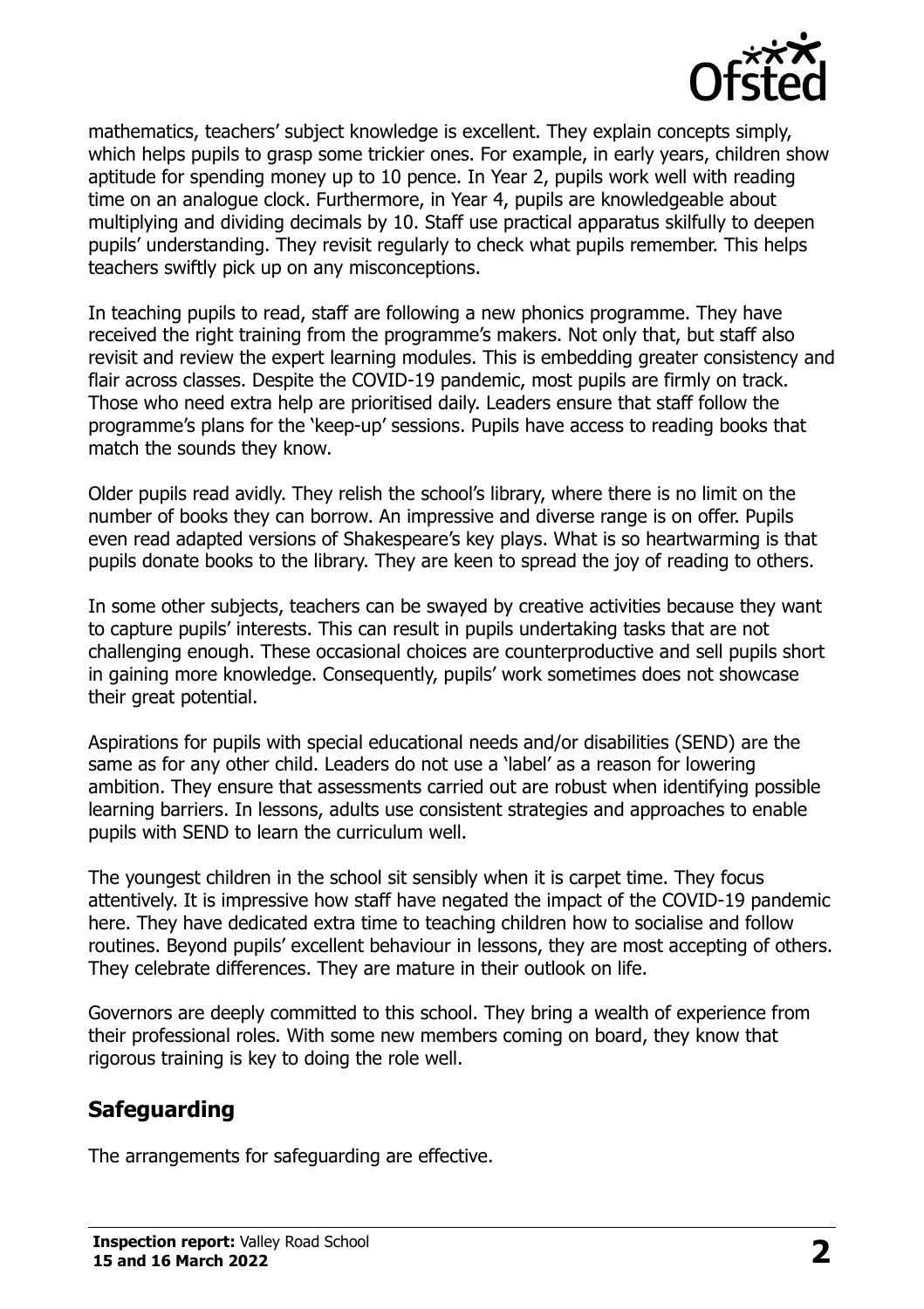mathematics, teachers' subject knowledge is excellent. They explain concepts simply, which helps pupils to grasp some trickier ones. For example, in early years, children show aptitude for spending money up to 10 pence. In Year 2, pupils work well with reading time on an analogue clock. Furthermore, in Year 4, pupils are knowledgeable about multiplying and dividing decimals by 10. Staff use practical apparatus skilfully to deepen pupils' understanding. They revisit regularly to check what pupils remember. This helps teachers swiftly pick up on any misconceptions.

In teaching pupils to read, staff are following a new phonics programme. They have received the right training from the programme's makers. Not only that, but staff also revisit and review the expert learning modules. This is embedding greater consistency and flair across classes. Despite the COVID-19 pandemic, most pupils are firmly on track. Those who need extra help are prioritised daily. Leaders ensure that staff follow the programme's plans for the 'keep-up' sessions. Pupils have access to reading books that match the sounds they know.

Older pupils read avidly. They relish the school's library, where there is no limit on the number of books they can borrow. An impressive and diverse range is on offer. Pupils even read adapted versions of Shakespeare's key plays. What is so heartwarming is that pupils donate books to the library. They are keen to spread the joy of reading to others.

In some other subjects, teachers can be swayed by creative activities because they want to capture pupils' interests. This can result in pupils undertaking tasks that are not challenging enough. These occasional choices are counterproductive and sell pupils short in gaining more knowledge. Consequently, pupils' work sometimes does not showcase their great potential.

Aspirations for pupils with special educational needs and/or disabilities (SEND) are the same as for any other child. Leaders do not use a 'label' as a reason for lowering ambition. They ensure that assessments carried out are robust when identifying possible learning barriers. In lessons, adults use consistent strategies and approaches to enable pupils with SEND to learn the curriculum well.

The youngest children in the school sit sensibly when it is carpet time. They focus attentively. It is impressive how staff have negated the impact of the COVID-19 pandemic here. They have dedicated extra time to teaching children how to socialise and follow routines. Beyond pupils' excellent behaviour in lessons, they are most accepting of others. They celebrate differences. They are mature in their outlook on life.

Governors are deeply committed to this school. They bring a wealth of experience from their professional roles. With some new members coming on board, they know that rigorous training is key to doing the role well.

## Safeguarding

The arrangements for safeguarding are effective.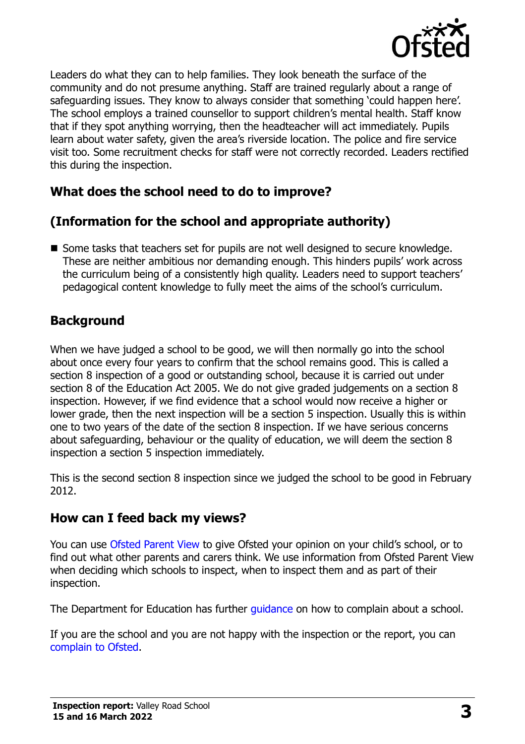Leaders do what they can to help families. They look beneath the surface of the community and do not presume anything. Staff are trained regularly about a range of safeguarding issues. They know to always consider that something 'could happen here'. The school employs a trained counsellor to support children's mental health. Staff know that if they spot anything worrying, then the headteacher will act immediately. Pupils learn about water safety, given the area's riverside location. The police and fire service visit too. Some recruitment checks for staff were not correctly recorded. Leaders rectified this during the inspection.

## What does the school need to do to improve?

## (Information for the school and appropriate authority)

- Some tasks that teachers set for pupils are not well designed to secure knowledge. These are neither ambitious nor demanding enough. This hinders pupils' work across the curriculum being of a consistently high quality. Leaders need to support teachers' pedagogical content knowledge to fully meet the aims of the school's curriculum.

## Background

When we have judged a school to be good, we will then normally go into the school about once every four years to confirm that the school remains good. This is called a section 8 inspection of a good or outstanding school, because it is carried out under section 8 of the Education Act 2005. We do not give graded judgements on a section 8 inspection. However, if we find evidence that a school would now receive a higher or lower grade, then the next inspection will be a section 5 inspection. Usually this is within one to two years of the date of the section 8 inspection. If we have serious concerns about safeguarding, behaviour or the quality of education, we will deem the section 8 inspection a section 5 inspection immediately.

This is the second section 8 inspection since we judged the school to be good in February 2012.

## How can I feed back my views?

You can use Ofsted Parent View to give Ofsted your opinion on your child's school, or to find out what other parents and carers think. We use information from Ofsted Parent View when deciding which schools to inspect, when to inspect them and as part of their inspection.

The Department for Education has further guidance on how to complain about a school.

If you are the school and you are not happy with the inspection or the report, you can complain to Ofsted.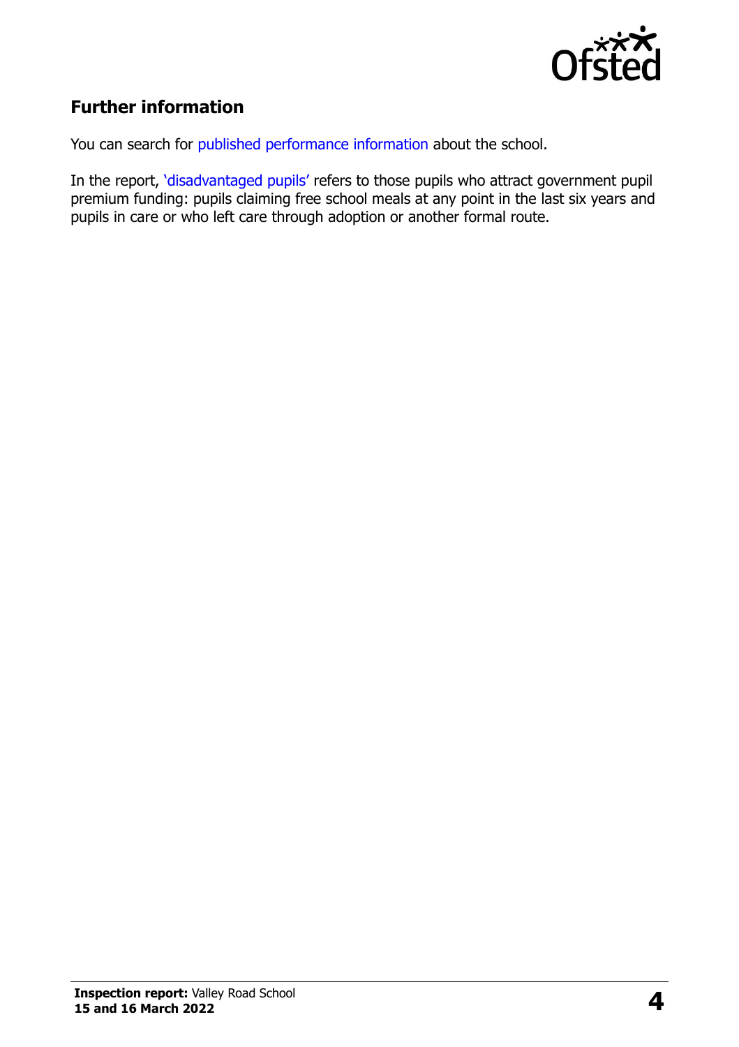## Further information

You can search for published performance information about the school.

In the report, 'disadvantaged pupils' refers to those pupils who attract government pupil premium funding: pupils claiming free school meals at any point in the last six years and pupils in care or who left care through adoption or another formal route.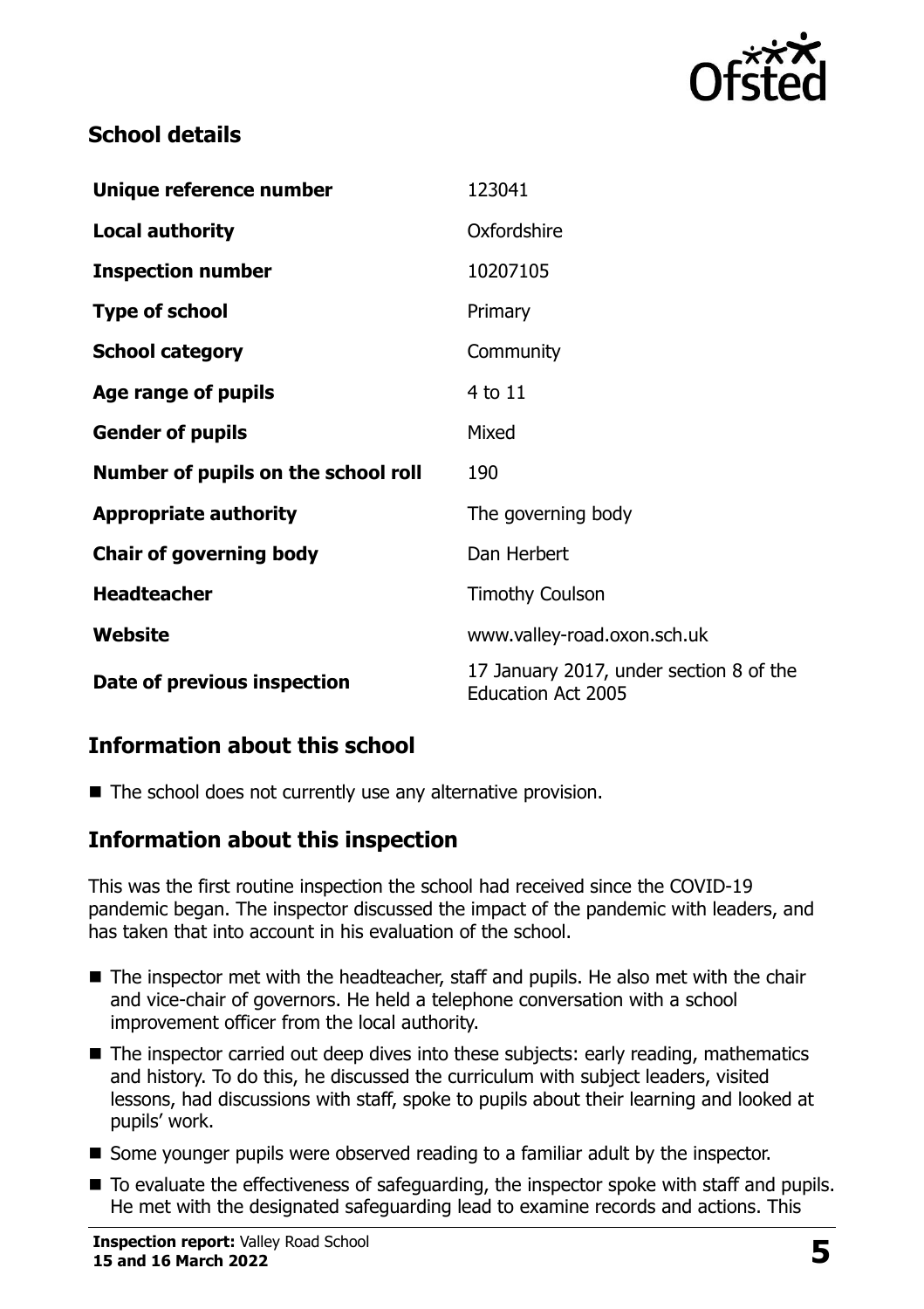## School details

| | |
|---|---|
| **Unique reference number** | 123041 |
| **Local authority** | Oxfordshire |
| **Inspection number** | 10207105 |
| **Type of school** | Primary |
| **School category** | Community |
| **Age range of pupils** | 4 to 11 |
| **Gender of pupils** | Mixed |
| **Number of pupils on the school roll** | 190 |
| **Appropriate authority** | The governing body |
| **Chair of governing body** | Dan Herbert |
| **Headteacher** | Timothy Coulson |
| **Website** | www.valley-road.oxon.sch.uk |
| **Date of previous inspection** | 17 January 2017, under section 8 of the Education Act 2005 |

## Information about this school

- The school does not currently use any alternative provision.

## Information about this inspection

This was the first routine inspection the school had received since the COVID-19 pandemic began. The inspector discussed the impact of the pandemic with leaders, and has taken that into account in his evaluation of the school.

- The inspector met with the headteacher, staff and pupils. He also met with the chair and vice-chair of governors. He held a telephone conversation with a school improvement officer from the local authority.
- The inspector carried out deep dives into these subjects: early reading, mathematics and history. To do this, he discussed the curriculum with subject leaders, visited lessons, had discussions with staff, spoke to pupils about their learning and looked at pupils' work.
- Some younger pupils were observed reading to a familiar adult by the inspector.
- To evaluate the effectiveness of safeguarding, the inspector spoke with staff and pupils. He met with the designated safeguarding lead to examine records and actions. This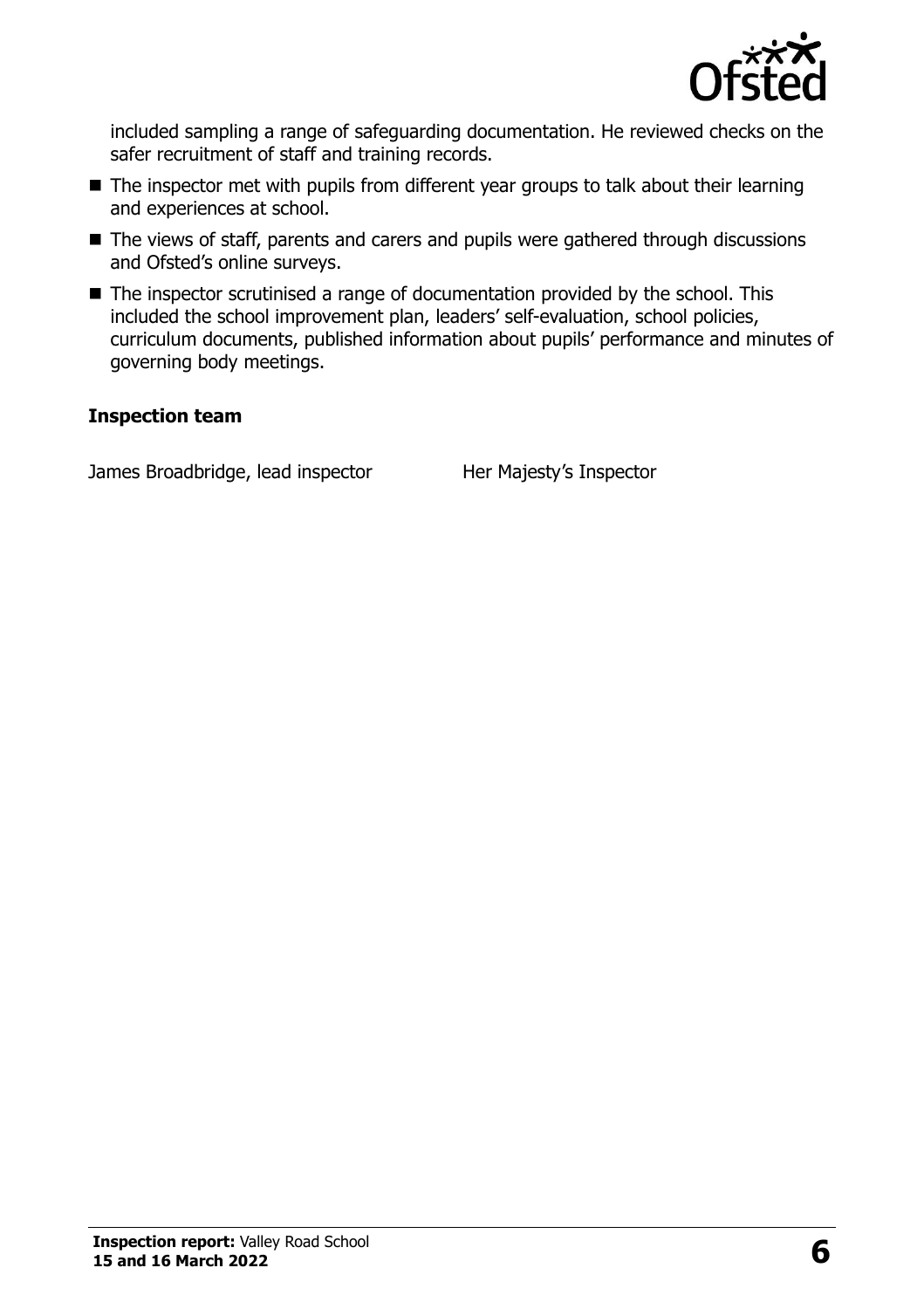included sampling a range of safeguarding documentation. He reviewed checks on the safer recruitment of staff and training records.

- The inspector met with pupils from different year groups to talk about their learning and experiences at school.
- The views of staff, parents and carers and pupils were gathered through discussions and Ofsted's online surveys.
- The inspector scrutinised a range of documentation provided by the school. This included the school improvement plan, leaders' self-evaluation, school policies, curriculum documents, published information about pupils' performance and minutes of governing body meetings.

### Inspection team

| | |
|---|---|
| James Broadbridge, lead inspector | Her Majesty's Inspector |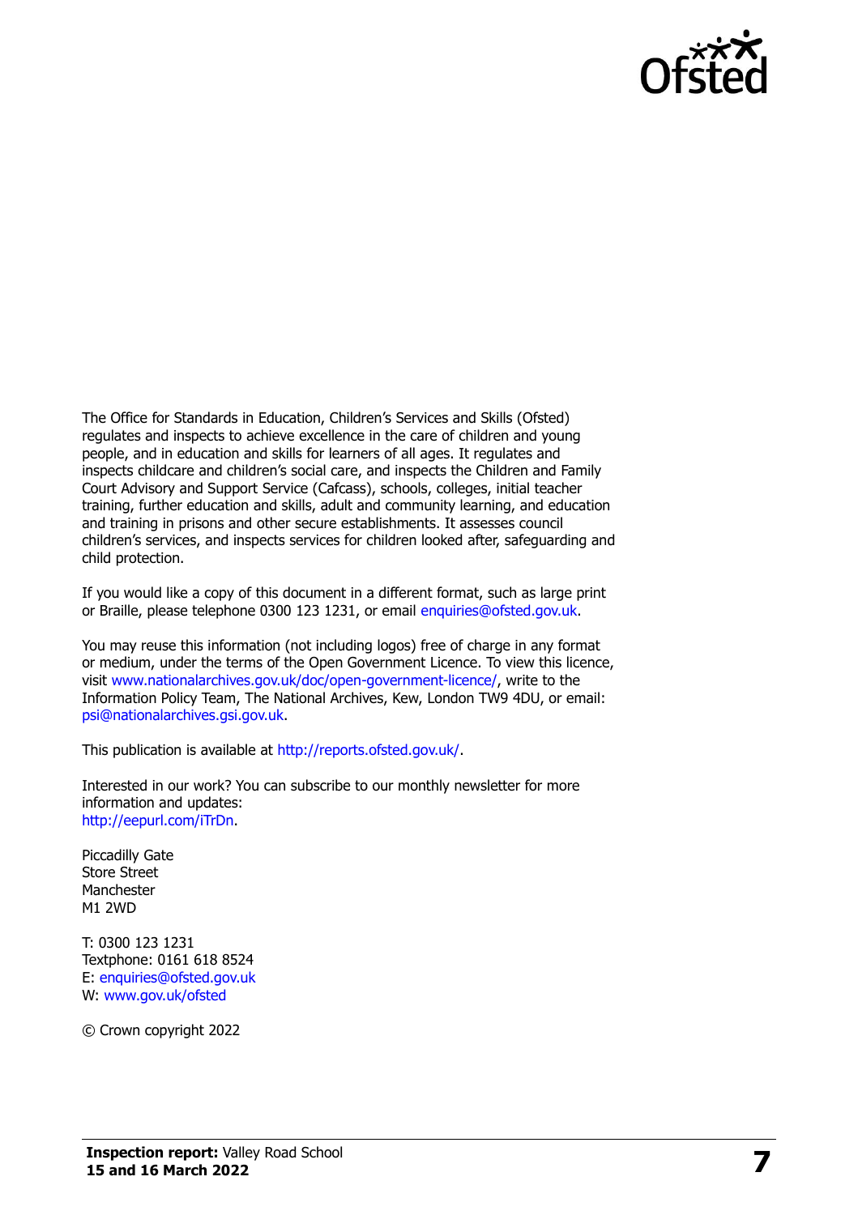The Office for Standards in Education, Children's Services and Skills (Ofsted) regulates and inspects to achieve excellence in the care of children and young people, and in education and skills for learners of all ages. It regulates and inspects childcare and children's social care, and inspects the Children and Family Court Advisory and Support Service (Cafcass), schools, colleges, initial teacher training, further education and skills, adult and community learning, and education and training in prisons and other secure establishments. It assesses council children's services, and inspects services for children looked after, safeguarding and child protection.

If you would like a copy of this document in a different format, such as large print or Braille, please telephone 0300 123 1231, or email enquiries@ofsted.gov.uk.

You may reuse this information (not including logos) free of charge in any format or medium, under the terms of the Open Government Licence. To view this licence, visit www.nationalarchives.gov.uk/doc/open-government-licence/, write to the Information Policy Team, The National Archives, Kew, London TW9 4DU, or email: psi@nationalarchives.gsi.gov.uk.

This publication is available at http://reports.ofsted.gov.uk/.

Interested in our work? You can subscribe to our monthly newsletter for more information and updates:
http://eepurl.com/iTrDn.

Piccadilly Gate
Store Street
Manchester
M1 2WD

T: 0300 123 1231
Textphone: 0161 618 8524
E: enquiries@ofsted.gov.uk
W: www.gov.uk/ofsted

© Crown copyright 2022